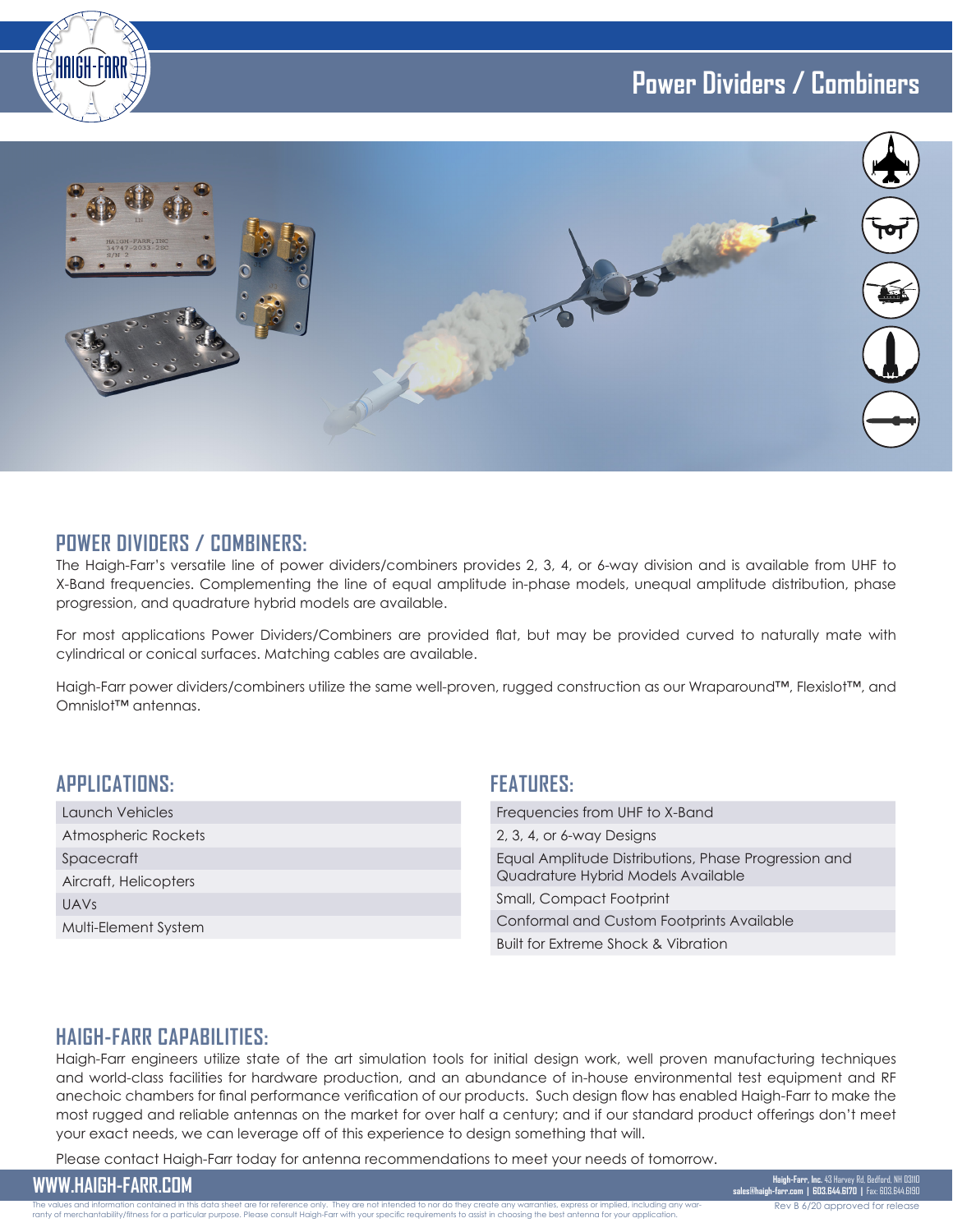# Power Dividers / Combiners

## POWER DIVIDERS / COMBINERS:

The Haigh-Farr's versatile line of power dividers/combiners provides 2, 3, 4, or 6-way division and is available from UHF to X-Band frequencies. Complementing the line of equal amplitude in-phase models, unequal amplitude distribution, phase progression, and quadrature hybrid models are available.

For most applications Power Dividers/Combiners are provided flat, but may be provided curved to naturally mate with cylindrical or conical surfaces. Matching cables are available.

Haigh-Farr power dividers/combiners utilize the same well-proven, rugged construction as our Wraparound™, Flexislot™, and Omnislot™ antennas.

## APPLICATIONS:

- Launch Vehicles
- Atmospheric Rockets
- Spacecraft
- Aircraft, Helicopters
- UAVs
- Multi-Element System

## FEATURES:

- Frequencies from UHF to X-Band
- 2, 3, 4, or 6-way Designs
- Equal Amplitude Distributions, Phase Progression and Quadrature Hybrid Models Available
- Small, Compact Footprint
- Conformal and Custom Footprints Available
- Built for Extreme Shock & Vibration

## HAIGH-FARR CAPABILITIES:

Haigh-Farr engineers utilize state of the art simulation tools for initial design work, well proven manufacturing techniques and world-class facilities for hardware production, and an abundance of in-house environmental test equipment and RF anechoic chambers for final performance verification of our products. Such design flow has enabled Haigh-Farr to make the most rugged and reliable antennas on the market for over half a century; and if our standard product offerings don't meet your exact needs, we can leverage off of this experience to design something that will.

Please contact Haigh-Farr today for antenna recommendations to meet your needs of tomorrow.

**WWW.HAIGH-FARR.COM**

**Haigh-Farr, Inc.** 43 Harvey Rd, Bedford, NH 03110
**sales@haigh-farr.com | 603.644.6170 |** Fax: 603.644.6190

The values and information contained in this data sheet are for reference only. They are not intended to nor do they create any warranties, express or implied, including any warranty of merchantability/fitness for a particular purpose. Please consult Haigh-Farr with your specific requirements to assist in choosing the best antenna for your application.

Rev B 6/20 approved for release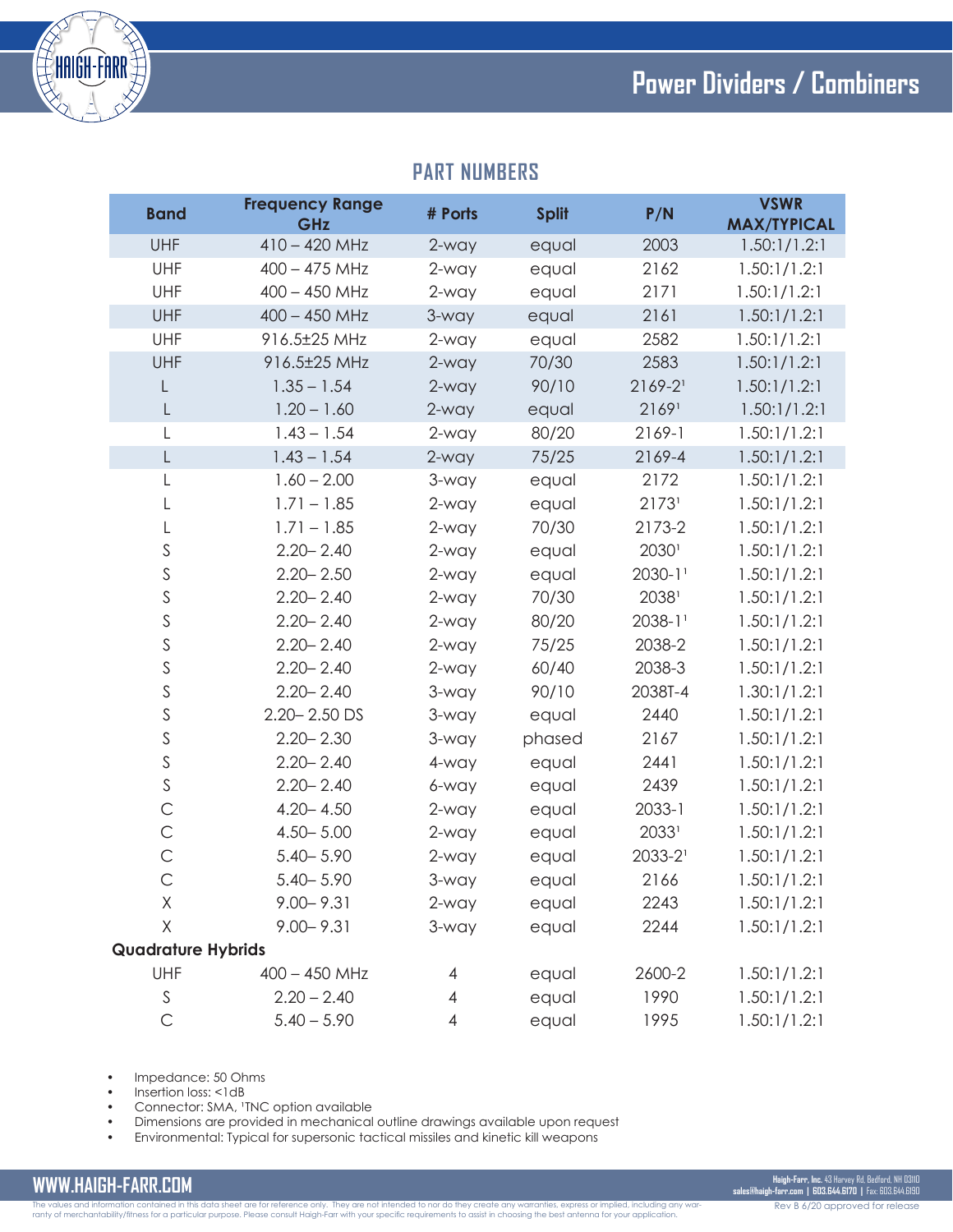# Power Dividers / Combiners

## PART NUMBERS

| Band | Frequency Range GHz | # Ports | Split | P/N | VSWR MAX/TYPICAL |
|---|---|---|---|---|---|
| UHF | 410 – 420 MHz | 2-way | equal | 2003 | 1.50:1/1.2:1 |
| UHF | 400 – 475 MHz | 2-way | equal | 2162 | 1.50:1/1.2:1 |
| UHF | 400 – 450 MHz | 2-way | equal | 2171 | 1.50:1/1.2:1 |
| UHF | 400 – 450 MHz | 3-way | equal | 2161 | 1.50:1/1.2:1 |
| UHF | 916.5±25 MHz | 2-way | equal | 2582 | 1.50:1/1.2:1 |
| UHF | 916.5±25 MHz | 2-way | 70/30 | 2583 | 1.50:1/1.2:1 |
| L | 1.35 – 1.54 | 2-way | 90/10 | 2169-2[1] | 1.50:1/1.2:1 |
| L | 1.20 – 1.60 | 2-way | equal | 2169[1] | 1.50:1/1.2:1 |
| L | 1.43 – 1.54 | 2-way | 80/20 | 2169-1 | 1.50:1/1.2:1 |
| L | 1.43 – 1.54 | 2-way | 75/25 | 2169-4 | 1.50:1/1.2:1 |
| L | 1.60 – 2.00 | 3-way | equal | 2172 | 1.50:1/1.2:1 |
| L | 1.71 – 1.85 | 2-way | equal | 2173[1] | 1.50:1/1.2:1 |
| L | 1.71 – 1.85 | 2-way | 70/30 | 2173-2 | 1.50:1/1.2:1 |
| S | 2.20– 2.40 | 2-way | equal | 2030[1] | 1.50:1/1.2:1 |
| S | 2.20– 2.50 | 2-way | equal | 2030-1[1] | 1.50:1/1.2:1 |
| S | 2.20– 2.40 | 2-way | 70/30 | 2038[1] | 1.50:1/1.2:1 |
| S | 2.20– 2.40 | 2-way | 80/20 | 2038-1[1] | 1.50:1/1.2:1 |
| S | 2.20– 2.40 | 2-way | 75/25 | 2038-2 | 1.50:1/1.2:1 |
| S | 2.20– 2.40 | 2-way | 60/40 | 2038-3 | 1.50:1/1.2:1 |
| S | 2.20– 2.40 | 3-way | 90/10 | 2038T-4 | 1.30:1/1.2:1 |
| S | 2.20– 2.50 DS | 3-way | equal | 2440 | 1.50:1/1.2:1 |
| S | 2.20– 2.30 | 3-way | phased | 2167 | 1.50:1/1.2:1 |
| S | 2.20– 2.40 | 4-way | equal | 2441 | 1.50:1/1.2:1 |
| S | 2.20– 2.40 | 6-way | equal | 2439 | 1.50:1/1.2:1 |
| C | 4.20– 4.50 | 2-way | equal | 2033-1 | 1.50:1/1.2:1 |
| C | 4.50– 5.00 | 2-way | equal | 2033[1] | 1.50:1/1.2:1 |
| C | 5.40– 5.90 | 2-way | equal | 2033-2[1] | 1.50:1/1.2:1 |
| C | 5.40– 5.90 | 3-way | equal | 2166 | 1.50:1/1.2:1 |
| X | 9.00– 9.31 | 2-way | equal | 2243 | 1.50:1/1.2:1 |
| X | 9.00– 9.31 | 3-way | equal | 2244 | 1.50:1/1.2:1 |
| **Quadrature Hybrids** | | | | | |
| UHF | 400 – 450 MHz | 4 | equal | 2600-2 | 1.50:1/1.2:1 |
| S | 2.20 – 2.40 | 4 | equal | 1990 | 1.50:1/1.2:1 |
| C | 5.40 – 5.90 | 4 | equal | 1995 | 1.50:1/1.2:1 |

- Impedance: 50 Ohms
- Insertion loss: <1dB
- Connector: SMA, [1]TNC option available
- Dimensions are provided in mechanical outline drawings available upon request
- Environmental: Typical for supersonic tactical missiles and kinetic kill weapons

WWW.HAIGH-FARR.COM

Haigh-Farr, Inc. 43 Harvey Rd, Bedford, NH 03110
sales@haigh-farr.com | 603.644.6170 | Fax: 603.644.6190

The values and information contained in this data sheet are for reference only. They are not intended to nor do they create any warranties, express or implied, including any warranty of merchantability/fitness for a particular purpose. Please consult Haigh-Farr with your specific requirements to assist in choosing the best antenna for your application.

Rev B 6/20 approved for release